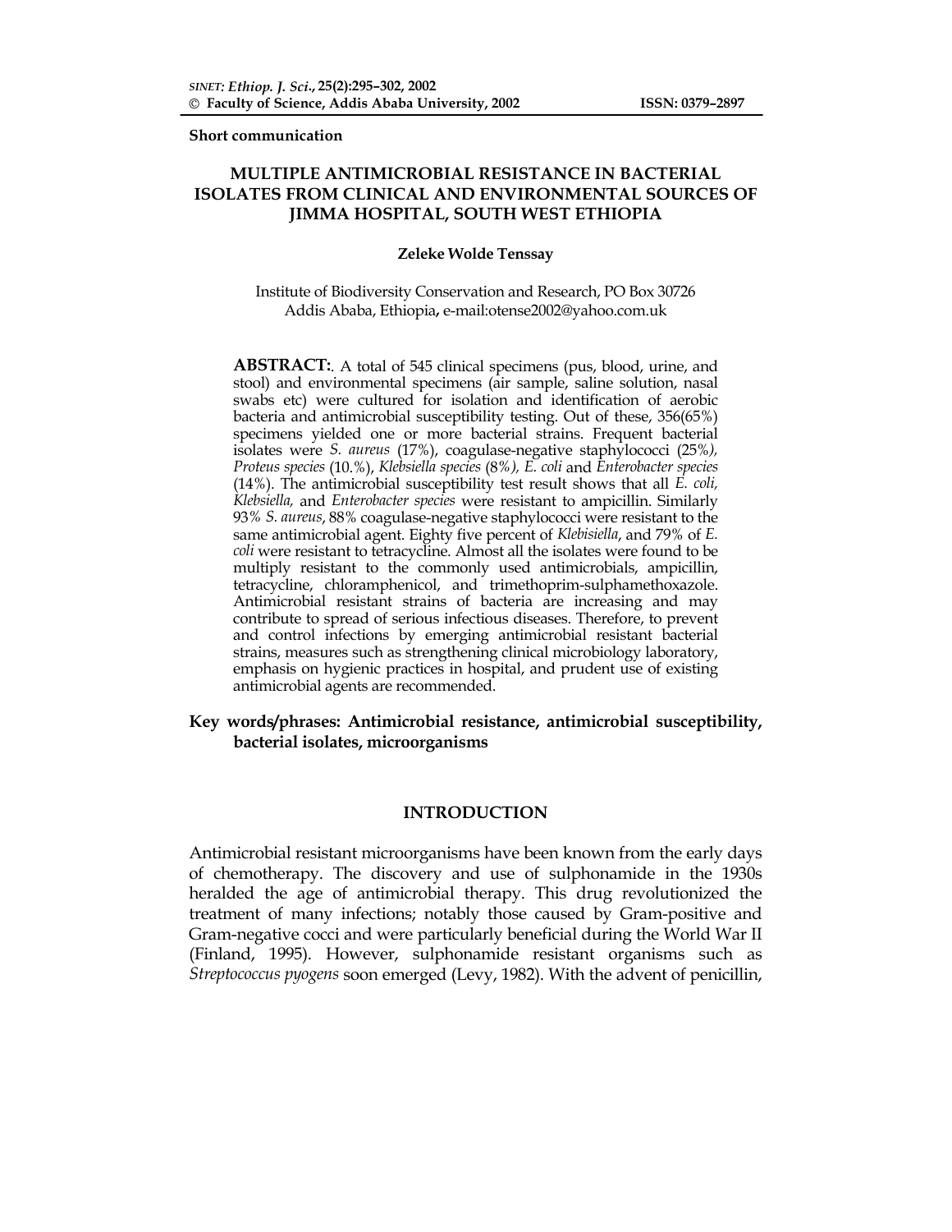**Short communication**

# MULTIPLE ANTIMICROBIAL RESISTANCE IN BACTERIAL ISOLATES FROM CLINICAL AND ENVIRONMENTAL SOURCES OF JIMMA HOSPITAL, SOUTH WEST ETHIOPIA

**Zeleke Wolde Tenssay**

Institute of Biodiversity Conservation and Research, PO Box 30726
Addis Ababa, Ethiopia**,** e-mail:otense2002@yahoo.com.uk

**ABSTRACT:**. A total of 545 clinical specimens (pus, blood, urine, and stool) and environmental specimens (air sample, saline solution, nasal swabs etc) were cultured for isolation and identification of aerobic bacteria and antimicrobial susceptibility testing. Out of these, 356(65%) specimens yielded one or more bacterial strains. Frequent bacterial isolates were *S. aureus* (17%), coagulase-negative staphylococci (25%*), Proteus species* (10.%), *Klebsiella species* (8%*), E. coli* and *Enterobacter species* (14%). The antimicrobial susceptibility test result shows that all *E. coli, Klebsiella,* and *Enterobacter species* were resistant to ampicillin. Similarly 93*% S. aureus*, 88% coagulase-negative staphylococci were resistant to the same antimicrobial agent. Eighty five percent of *Klebisiella*, and 79% of *E. coli* were resistant to tetracycline. Almost all the isolates were found to be multiply resistant to the commonly used antimicrobials, ampicillin, tetracycline, chloramphenicol, and trimethoprim-sulphamethoxazole. Antimicrobial resistant strains of bacteria are increasing and may contribute to spread of serious infectious diseases. Therefore, to prevent and control infections by emerging antimicrobial resistant bacterial strains, measures such as strengthening clinical microbiology laboratory, emphasis on hygienic practices in hospital, and prudent use of existing antimicrobial agents are recommended.

**Key words/phrases: Antimicrobial resistance, antimicrobial susceptibility, bacterial isolates, microorganisms**

## INTRODUCTION

Antimicrobial resistant microorganisms have been known from the early days of chemotherapy. The discovery and use of sulphonamide in the 1930s heralded the age of antimicrobial therapy. This drug revolutionized the treatment of many infections; notably those caused by Gram-positive and Gram-negative cocci and were particularly beneficial during the World War II (Finland, 1995). However, sulphonamide resistant organisms such as *Streptococcus pyogens* soon emerged (Levy, 1982). With the advent of penicillin,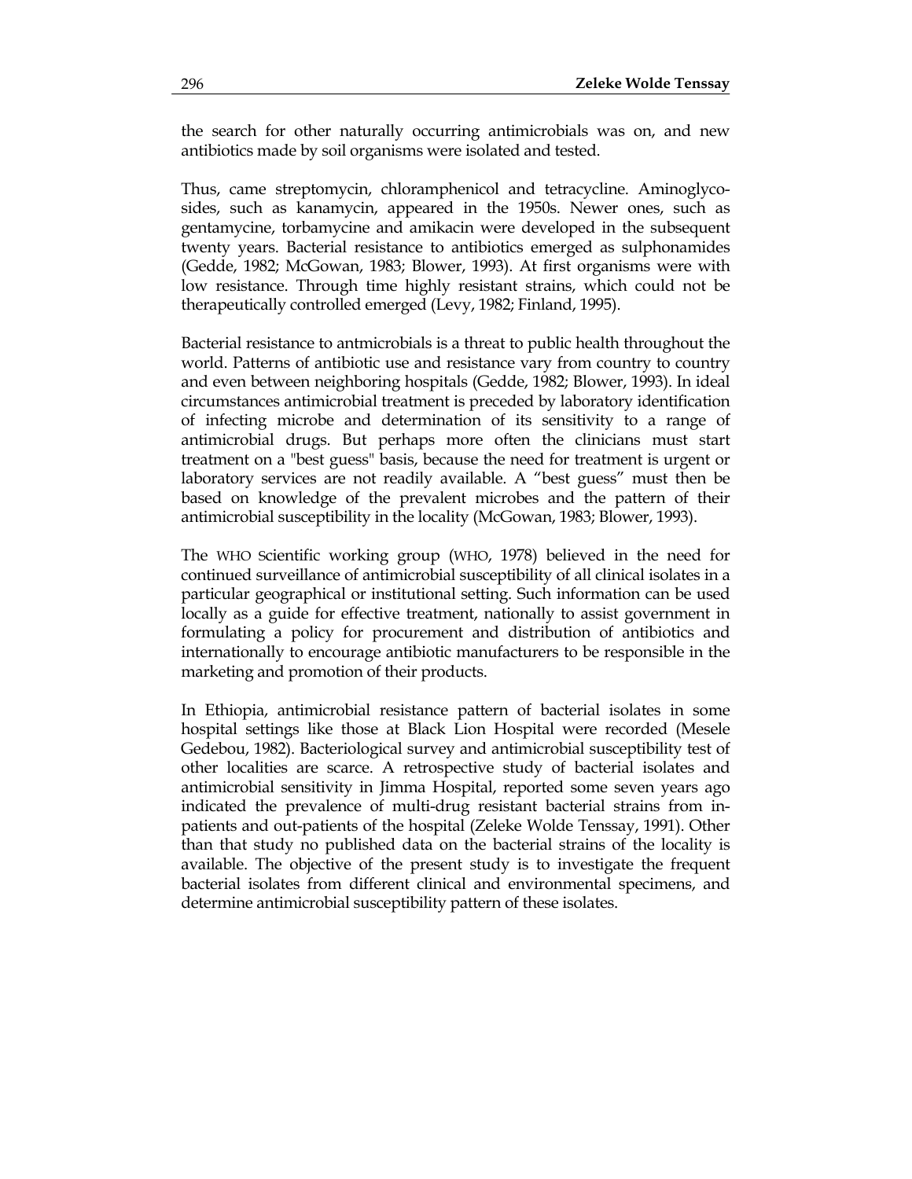the search for other naturally occurring antimicrobials was on, and new antibiotics made by soil organisms were isolated and tested.

Thus, came streptomycin, chloramphenicol and tetracycline. Aminoglycosides, such as kanamycin, appeared in the 1950s. Newer ones, such as gentamycine, torbamycine and amikacin were developed in the subsequent twenty years. Bacterial resistance to antibiotics emerged as sulphonamides (Gedde, 1982; McGowan, 1983; Blower, 1993). At first organisms were with low resistance. Through time highly resistant strains, which could not be therapeutically controlled emerged (Levy, 1982; Finland, 1995).

Bacterial resistance to antmicrobials is a threat to public health throughout the world. Patterns of antibiotic use and resistance vary from country to country and even between neighboring hospitals (Gedde, 1982; Blower, 1993). In ideal circumstances antimicrobial treatment is preceded by laboratory identification of infecting microbe and determination of its sensitivity to a range of antimicrobial drugs. But perhaps more often the clinicians must start treatment on a "best guess" basis, because the need for treatment is urgent or laboratory services are not readily available. A "best guess" must then be based on knowledge of the prevalent microbes and the pattern of their antimicrobial susceptibility in the locality (McGowan, 1983; Blower, 1993).

The WHO Scientific working group (WHO, 1978) believed in the need for continued surveillance of antimicrobial susceptibility of all clinical isolates in a particular geographical or institutional setting. Such information can be used locally as a guide for effective treatment, nationally to assist government in formulating a policy for procurement and distribution of antibiotics and internationally to encourage antibiotic manufacturers to be responsible in the marketing and promotion of their products.

In Ethiopia, antimicrobial resistance pattern of bacterial isolates in some hospital settings like those at Black Lion Hospital were recorded (Mesele Gedebou, 1982). Bacteriological survey and antimicrobial susceptibility test of other localities are scarce. A retrospective study of bacterial isolates and antimicrobial sensitivity in Jimma Hospital, reported some seven years ago indicated the prevalence of multi-drug resistant bacterial strains from in-patients and out-patients of the hospital (Zeleke Wolde Tenssay, 1991). Other than that study no published data on the bacterial strains of the locality is available. The objective of the present study is to investigate the frequent bacterial isolates from different clinical and environmental specimens, and determine antimicrobial susceptibility pattern of these isolates.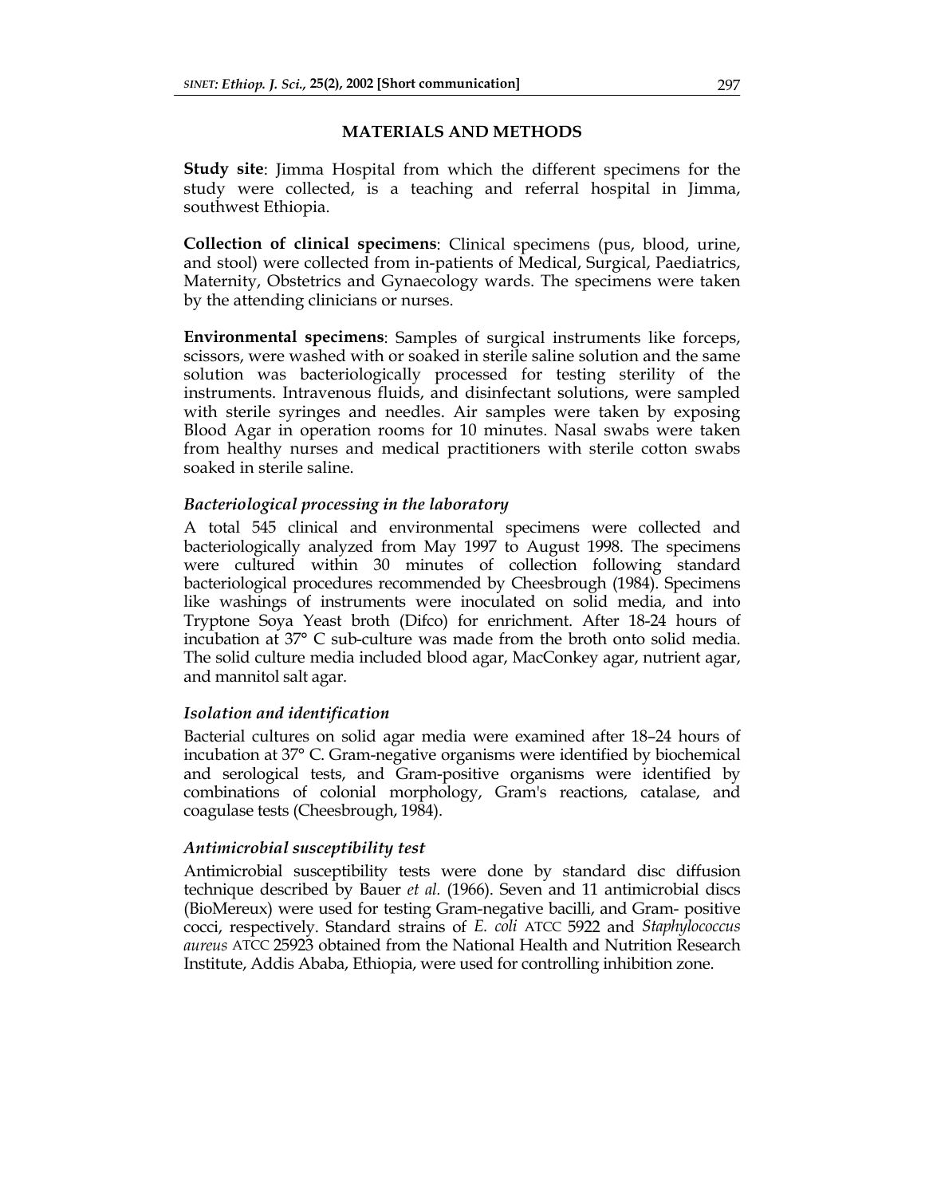## MATERIALS AND METHODS

**Study site**: Jimma Hospital from which the different specimens for the study were collected, is a teaching and referral hospital in Jimma, southwest Ethiopia.

**Collection of clinical specimens**: Clinical specimens (pus, blood, urine, and stool) were collected from in-patients of Medical, Surgical, Paediatrics, Maternity, Obstetrics and Gynaecology wards. The specimens were taken by the attending clinicians or nurses.

**Environmental specimens**: Samples of surgical instruments like forceps, scissors, were washed with or soaked in sterile saline solution and the same solution was bacteriologically processed for testing sterility of the instruments. Intravenous fluids, and disinfectant solutions, were sampled with sterile syringes and needles. Air samples were taken by exposing Blood Agar in operation rooms for 10 minutes. Nasal swabs were taken from healthy nurses and medical practitioners with sterile cotton swabs soaked in sterile saline.

### *Bacteriological processing in the laboratory*

A total 545 clinical and environmental specimens were collected and bacteriologically analyzed from May 1997 to August 1998. The specimens were cultured within 30 minutes of collection following standard bacteriological procedures recommended by Cheesbrough (1984). Specimens like washings of instruments were inoculated on solid media, and into Tryptone Soya Yeast broth (Difco) for enrichment. After 18-24 hours of incubation at 37° C sub-culture was made from the broth onto solid media. The solid culture media included blood agar, MacConkey agar, nutrient agar, and mannitol salt agar.

### *Isolation and identification*

Bacterial cultures on solid agar media were examined after 18–24 hours of incubation at 37° C. Gram-negative organisms were identified by biochemical and serological tests, and Gram-positive organisms were identified by combinations of colonial morphology, Gram's reactions, catalase, and coagulase tests (Cheesbrough, 1984).

### *Antimicrobial susceptibility test*

Antimicrobial susceptibility tests were done by standard disc diffusion technique described by Bauer *et al.* (1966). Seven and 11 antimicrobial discs (BioMereux) were used for testing Gram-negative bacilli, and Gram- positive cocci, respectively. Standard strains of *E. coli* ATCC 5922 and *Staphylococcus aureus* ATCC 25923 obtained from the National Health and Nutrition Research Institute, Addis Ababa, Ethiopia, were used for controlling inhibition zone.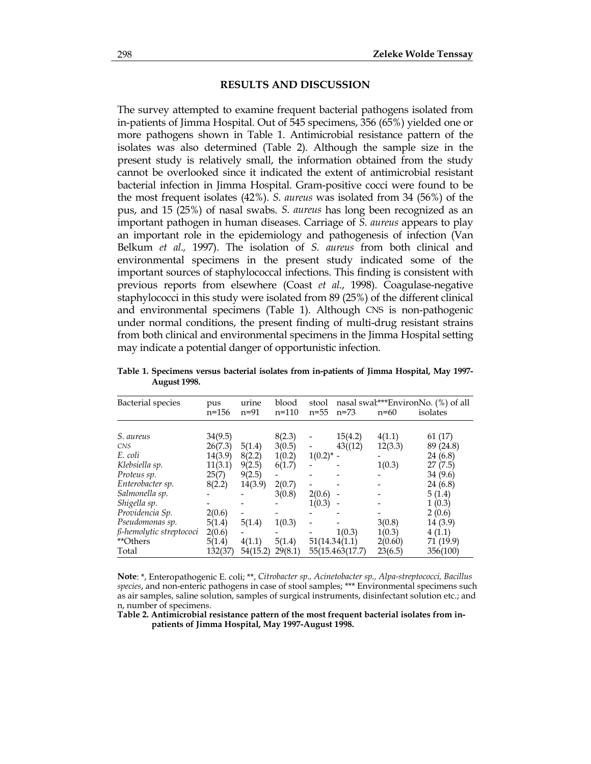## RESULTS AND DISCUSSION

The survey attempted to examine frequent bacterial pathogens isolated from in-patients of Jimma Hospital. Out of 545 specimens, 356 (65%) yielded one or more pathogens shown in Table 1. Antimicrobial resistance pattern of the isolates was also determined (Table 2). Although the sample size in the present study is relatively small, the information obtained from the study cannot be overlooked since it indicated the extent of antimicrobial resistant bacterial infection in Jimma Hospital. Gram-positive cocci were found to be the most frequent isolates (42%). *S. aureus* was isolated from 34 (56%) of the pus, and 15 (25%) of nasal swabs. *S. aureus* has long been recognized as an important pathogen in human diseases. Carriage of *S. aureus* appears to play an important role in the epidemiology and pathogenesis of infection (Van Belkum *et al.,* 1997). The isolation of *S. aureus* from both clinical and environmental specimens in the present study indicated some of the important sources of staphylococcal infections. This finding is consistent with previous reports from elsewhere (Coast *et al*., 1998). Coagulase-negative staphylococci in this study were isolated from 89 (25%) of the different clinical and environmental specimens (Table 1). Although CNS is non-pathogenic under normal conditions, the present finding of multi-drug resistant strains from both clinical and environmental specimens in the Jimma Hospital setting may indicate a potential danger of opportunistic infection.

**Table 1. Specimens versus bacterial isolates from in-patients of Jimma Hospital, May 1997-August 1998.**

| Bacterial species | pus n=156 | urine n=91 | blood n=110 | stool n=55 | nasal swab n=73 | ***Environ n=60 | No. (%) of all isolates |
|---|---|---|---|---|---|---|---|
| *S. aureus* | 34(9.5) | | 8(2.3) | - | 15(4.2) | 4(1.1) | 61 (17) |
| *CNS* | 26(7.3) | 5(1.4) | 3(0.5) | - | 43((12) | 12(3.3) | 89 (24.8) |
| *E. coli* | 14(3.9) | 8(2.2) | 1(0.2) | 1(0.2)* | - | - | 24 (6.8) |
| *Klebsiella sp.* | 11(3.1) | 9(2.5) | 6(1.7) | - | - | 1(0.3) | 27 (7.5) |
| *Proteus sp.* | 25(7) | 9(2.5) | - | - | - | - | 34 (9.6) |
| *Enterobacter sp.* | 8(2.2) | 14(3.9) | 2(0.7) | - | - | - | 24 (6.8) |
| *Salmonella sp.* | - | - | 3(0.8) | 2(0.6) | - | - | 5 (1.4) |
| *Shigella sp.* | - | - | - | 1(0.3) | - | - | 1 (0.3) |
| *Providencia Sp.* | 2(0.6) | - | - | - | - | - | 2 (0.6) |
| *Pseudomonas sp.* | 5(1.4) | 5(1.4) | 1(0.3) | - | - | 3(0.8) | 14 (3.9) |
| *ß-hemolytic streptococci* | 2(0.6) | - | - | - | 1(0.3) | 1(0.3) | 4 (1.1) |
| **Others | 5(1.4) | 4(1.1) | 5(1.4) | 51(14.3) | 4(1.1) | 2(0.60) | 71 (19.9) |
| Total | 132(37) | 54(15.2) | 29(8.1) | 55(15.4) | 63(17.7) | 23(6.5) | 356(100) |

**Note**: *, Enteropathogenic E. coli; **, *Citrobacter sp., Acinetobacter sp., Alpa-streptococci, Bacillus species*, and non-enteric pathogens in case of stool samples; *** Environmental specimens such as air samples, saline solution, samples of surgical instruments, disinfectant solution etc.; and n, number of specimens.

**Table 2. Antimicrobial resistance pattern of the most frequent bacterial isolates from in-patients of Jimma Hospital, May 1997-August 1998.**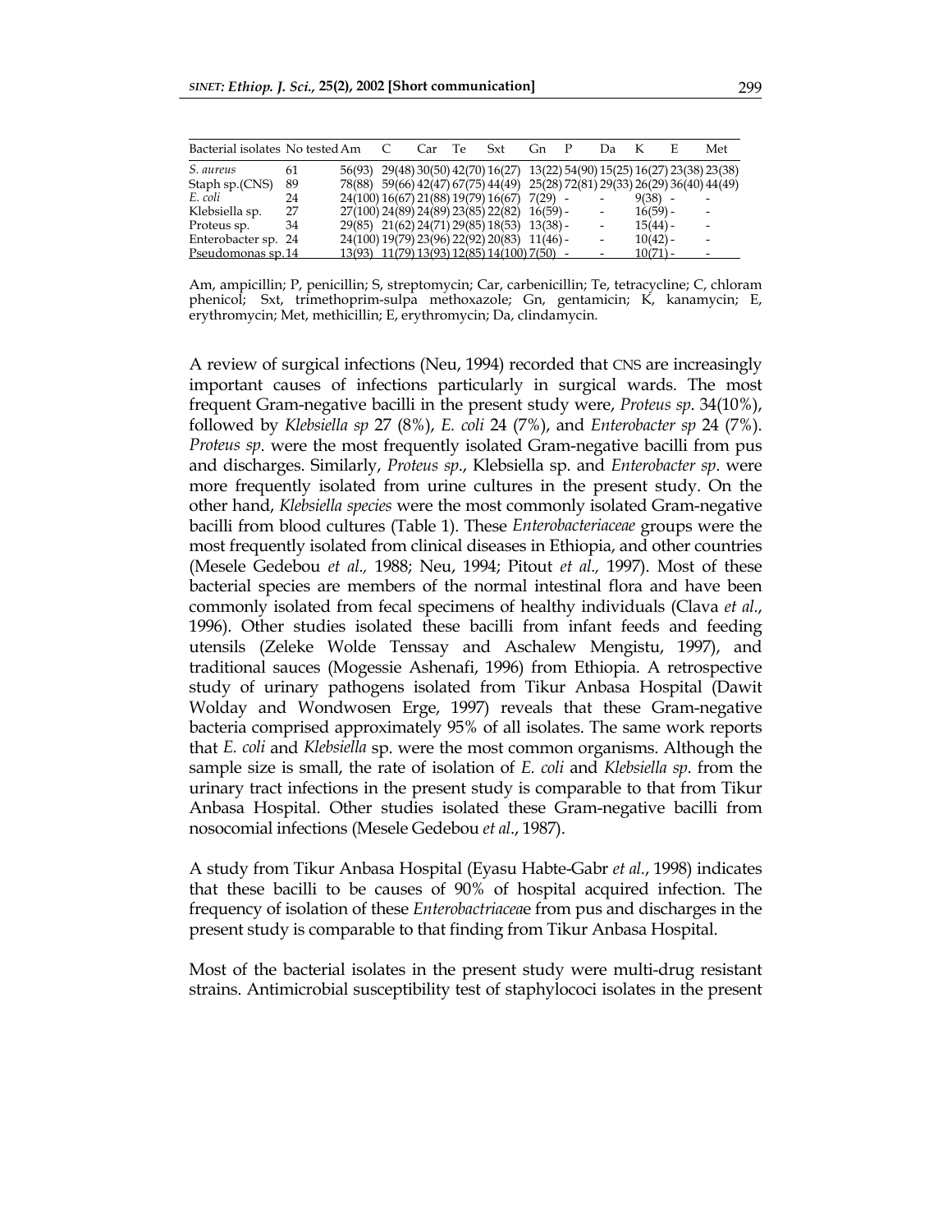| Bacterial isolates | No tested | Am | C | Car | Te | Sxt | Gn | P | Da | K | E | Met |
|---|---|---|---|---|---|---|---|---|---|---|---|---|
| *S. aureus* | 61 | 56(93) | 29(48) | 30(50) | 42(70) | 16(27) | 13(22) | 54(90) | 15(25) | 16(27) | 23(38) | 23(38) |
| Staph sp.(CNS) | 89 | 78(88) | 59(66) | 42(47) | 67(75) | 44(49) | 25(28) | 72(81) | 29(33) | 26(29) | 36(40) | 44(49) |
| *E. coli* | 24 | 24(100) | 16(67) | 21(88) | 19(79) | 16(67) | 7(29) | - | - | 9(38) | - | - |
| Klebsiella sp. | 27 | 27(100) | 24(89) | 24(89) | 23(85) | 22(82) | 16(59) | - | - | 16(59) | - | - |
| Proteus sp. | 34 | 29(85) | 21(62) | 24(71) | 29(85) | 18(53) | 13(38) | - | - | 15(44) | - | - |
| Enterobacter sp. | 24 | 24(100) | 19(79) | 23(96) | 22(92) | 20(83) | 11(46) | - | - | 10(42) | - | - |
| Pseudomonas sp. | 14 | 13(93) | 11(79) | 13(93) | 12(85) | 14(100) | 7(50) | - | - | 10(71) | - | - |

Am, ampicillin; P, penicillin; S, streptomycin; Car, carbenicillin; Te, tetracycline; C, chloram phenicol; Sxt, trimethoprim-sulpa methoxazole; Gn, gentamicin; K, kanamycin; E, erythromycin; Met, methicillin; E, erythromycin; Da, clindamycin.

A review of surgical infections (Neu, 1994) recorded that CNS are increasingly important causes of infections particularly in surgical wards. The most frequent Gram-negative bacilli in the present study were, *Proteus sp*. 34(10%), followed by *Klebsiella sp* 27 (8%), *E. coli* 24 (7%), and *Enterobacter sp* 24 (7%). *Proteus sp*. were the most frequently isolated Gram-negative bacilli from pus and discharges. Similarly, *Proteus sp*., Klebsiella sp. and *Enterobacter sp*. were more frequently isolated from urine cultures in the present study. On the other hand, *Klebsiella species* were the most commonly isolated Gram-negative bacilli from blood cultures (Table 1). These *Enterobacteriaceae* groups were the most frequently isolated from clinical diseases in Ethiopia, and other countries (Mesele Gedebou *et al.,* 1988; Neu, 1994; Pitout *et al.,* 1997). Most of these bacterial species are members of the normal intestinal flora and have been commonly isolated from fecal specimens of healthy individuals (Clava *et al*., 1996). Other studies isolated these bacilli from infant feeds and feeding utensils (Zeleke Wolde Tenssay and Aschalew Mengistu, 1997), and traditional sauces (Mogessie Ashenafi, 1996) from Ethiopia. A retrospective study of urinary pathogens isolated from Tikur Anbasa Hospital (Dawit Wolday and Wondwosen Erge, 1997) reveals that these Gram-negative bacteria comprised approximately 95% of all isolates. The same work reports that *E. coli* and *Klebsiella* sp. were the most common organisms. Although the sample size is small, the rate of isolation of *E. coli* and *Klebsiella sp*. from the urinary tract infections in the present study is comparable to that from Tikur Anbasa Hospital. Other studies isolated these Gram-negative bacilli from nosocomial infections (Mesele Gedebou *et al*., 1987).

A study from Tikur Anbasa Hospital (Eyasu Habte-Gabr *et al.*, 1998) indicates that these bacilli to be causes of 90% of hospital acquired infection. The frequency of isolation of these *Enterobactriacea*e from pus and discharges in the present study is comparable to that finding from Tikur Anbasa Hospital.

Most of the bacterial isolates in the present study were multi-drug resistant strains. Antimicrobial susceptibility test of staphylococi isolates in the present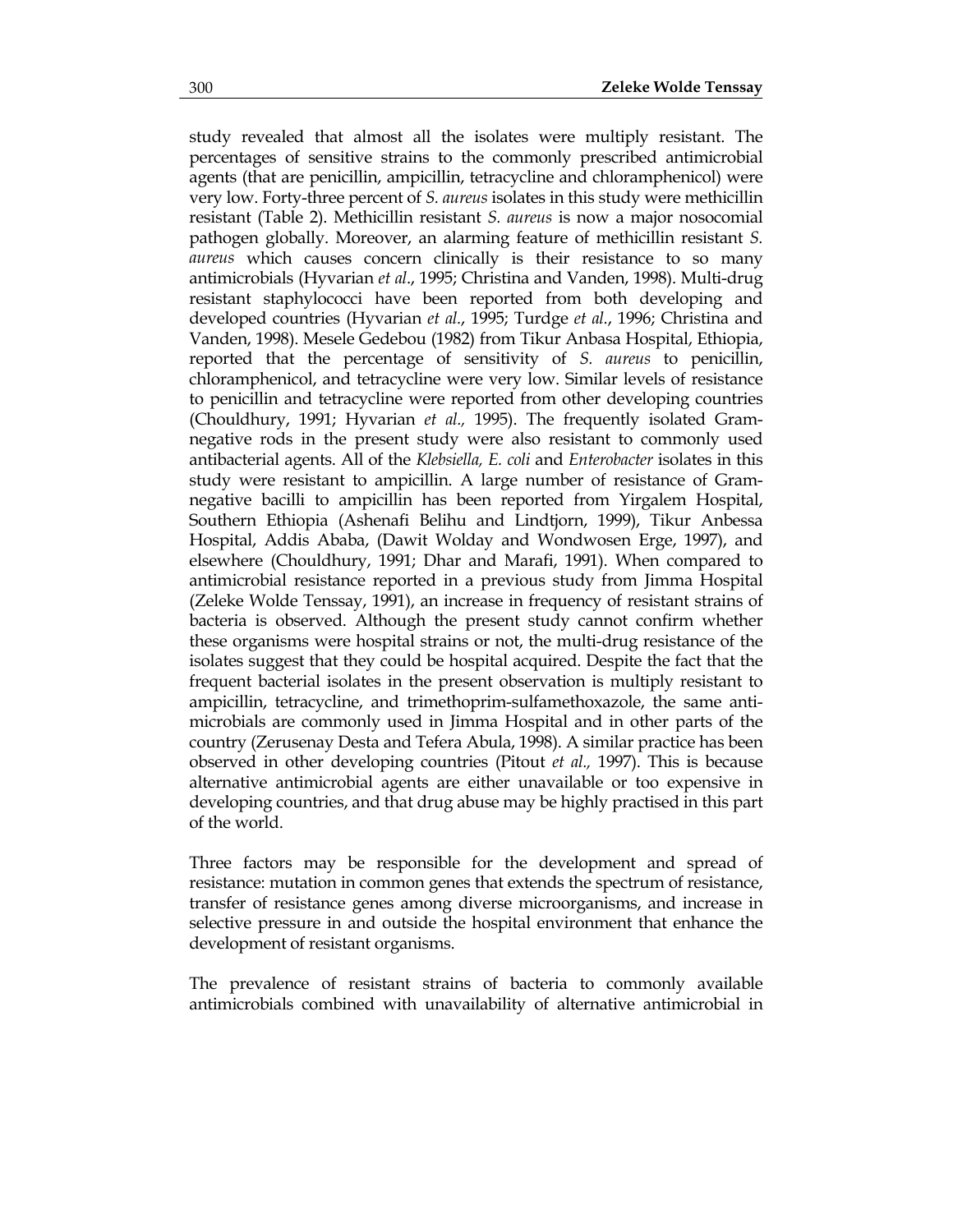study revealed that almost all the isolates were multiply resistant. The percentages of sensitive strains to the commonly prescribed antimicrobial agents (that are penicillin, ampicillin, tetracycline and chloramphenicol) were very low. Forty-three percent of *S. aureus* isolates in this study were methicillin resistant (Table 2). Methicillin resistant *S. aureus* is now a major nosocomial pathogen globally. Moreover, an alarming feature of methicillin resistant *S. aureus* which causes concern clinically is their resistance to so many antimicrobials (Hyvarian *et al*., 1995; Christina and Vanden, 1998). Multi-drug resistant staphylococci have been reported from both developing and developed countries (Hyvarian *et al*., 1995; Turdge *et al*., 1996; Christina and Vanden, 1998). Mesele Gedebou (1982) from Tikur Anbasa Hospital, Ethiopia, reported that the percentage of sensitivity of *S. aureus* to penicillin, chloramphenicol, and tetracycline were very low. Similar levels of resistance to penicillin and tetracycline were reported from other developing countries (Chouldhury, 1991; Hyvarian *et al.,* 1995). The frequently isolated Gram-negative rods in the present study were also resistant to commonly used antibacterial agents. All of the *Klebsiella, E. coli* and *Enterobacter* isolates in this study were resistant to ampicillin. A large number of resistance of Gram-negative bacilli to ampicillin has been reported from Yirgalem Hospital, Southern Ethiopia (Ashenafi Belihu and Lindtjorn, 1999), Tikur Anbessa Hospital, Addis Ababa, (Dawit Wolday and Wondwosen Erge, 1997), and elsewhere (Chouldhury, 1991; Dhar and Marafi, 1991). When compared to antimicrobial resistance reported in a previous study from Jimma Hospital (Zeleke Wolde Tenssay, 1991), an increase in frequency of resistant strains of bacteria is observed. Although the present study cannot confirm whether these organisms were hospital strains or not, the multi-drug resistance of the isolates suggest that they could be hospital acquired. Despite the fact that the frequent bacterial isolates in the present observation is multiply resistant to ampicillin, tetracycline, and trimethoprim-sulfamethoxazole, the same anti-microbials are commonly used in Jimma Hospital and in other parts of the country (Zerusenay Desta and Tefera Abula, 1998). A similar practice has been observed in other developing countries (Pitout *et al.,* 1997). This is because alternative antimicrobial agents are either unavailable or too expensive in developing countries, and that drug abuse may be highly practised in this part of the world.

Three factors may be responsible for the development and spread of resistance: mutation in common genes that extends the spectrum of resistance, transfer of resistance genes among diverse microorganisms, and increase in selective pressure in and outside the hospital environment that enhance the development of resistant organisms.

The prevalence of resistant strains of bacteria to commonly available antimicrobials combined with unavailability of alternative antimicrobial in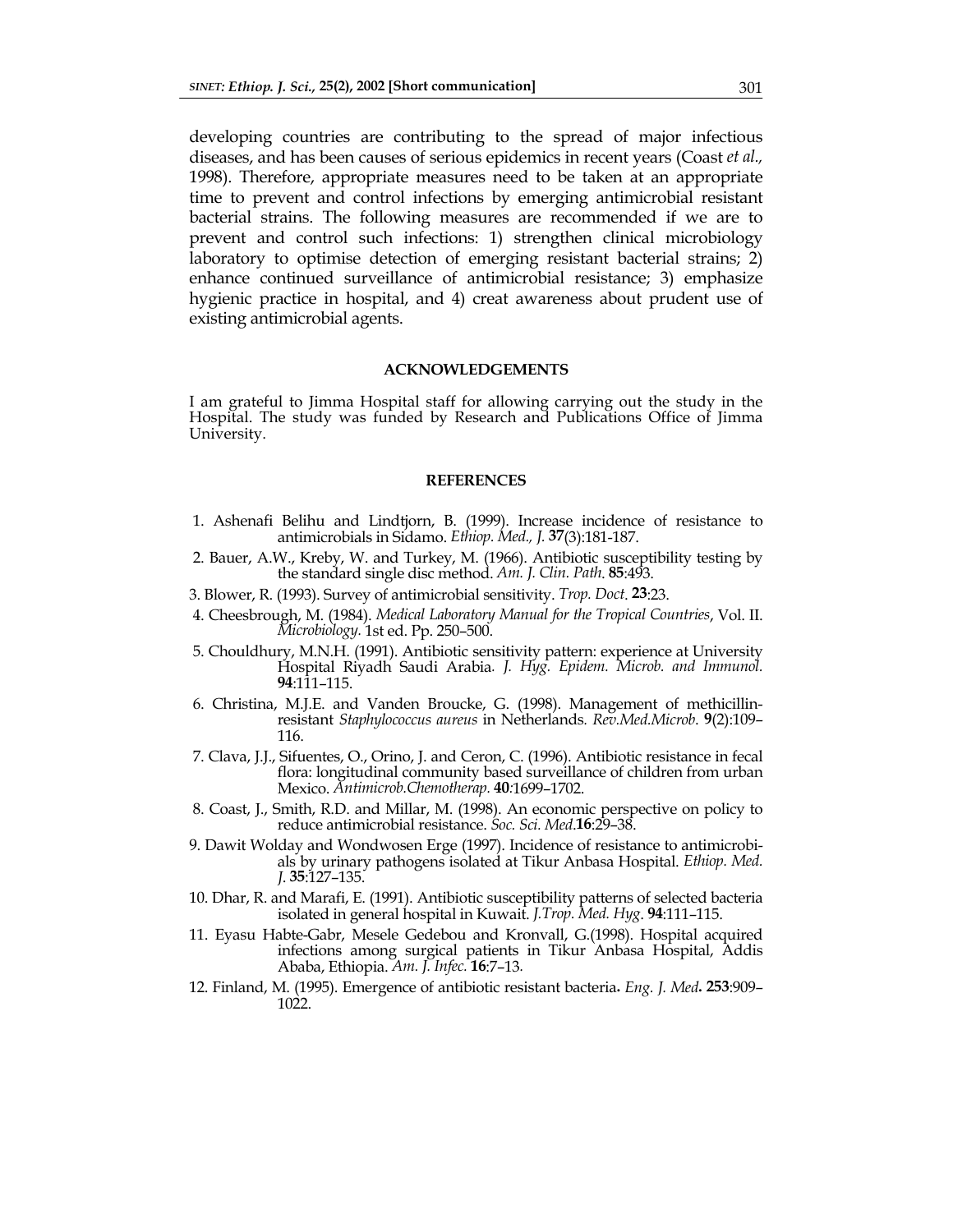developing countries are contributing to the spread of major infectious diseases, and has been causes of serious epidemics in recent years (Coast *et al.,* 1998). Therefore, appropriate measures need to be taken at an appropriate time to prevent and control infections by emerging antimicrobial resistant bacterial strains. The following measures are recommended if we are to prevent and control such infections: 1) strengthen clinical microbiology laboratory to optimise detection of emerging resistant bacterial strains; 2) enhance continued surveillance of antimicrobial resistance; 3) emphasize hygienic practice in hospital, and 4) creat awareness about prudent use of existing antimicrobial agents.

## ACKNOWLEDGEMENTS

I am grateful to Jimma Hospital staff for allowing carrying out the study in the Hospital. The study was funded by Research and Publications Office of Jimma University.

## REFERENCES

1. Ashenafi Belihu and Lindtjorn, B. (1999). Increase incidence of resistance to antimicrobials in Sidamo. *Ethiop. Med., J.* **37**(3):181-187.
2. Bauer, A.W., Kreby, W. and Turkey, M. (1966). Antibiotic susceptibility testing by the standard single disc method. *Am. J. Clin. Path.* **85**:493.
3. Blower, R. (1993). Survey of antimicrobial sensitivity. *Trop. Doct.* **23**:23.
4. Cheesbrough, M. (1984). *Medical Laboratory Manual for the Tropical Countries*, Vol. II. *Microbiology.* 1st ed. Pp. 250–500.
5. Chouldhury, M.N.H. (1991). Antibiotic sensitivity pattern: experience at University Hospital Riyadh Saudi Arabia. *J. Hyg. Epidem. Microb. and Immunol.* **94**:111–115.
6. Christina, M.J.E. and Vanden Broucke, G. (1998). Management of methicillin-resistant *Staphylococcus aureus* in Netherlands. *Rev.Med.Microb.* **9**(2):109–116.
7. Clava, J.J., Sifuentes, O., Orino, J. and Ceron, C. (1996). Antibiotic resistance in fecal flora: longitudinal community based surveillance of children from urban Mexico. *Antimicrob.Chemotherap.* **40**:1699–1702.
8. Coast, J., Smith, R.D. and Millar, M. (1998). An economic perspective on policy to reduce antimicrobial resistance. *Soc. Sci. Med.* **16**:29–38.
9. Dawit Wolday and Wondwosen Erge (1997). Incidence of resistance to antimicrobials by urinary pathogens isolated at Tikur Anbasa Hospital. *Ethiop. Med. J.* **35**:127–135.
10. Dhar, R. and Marafi, E. (1991). Antibiotic susceptibility patterns of selected bacteria isolated in general hospital in Kuwait. *J.Trop. Med. Hyg.* **94**:111–115.
11. Eyasu Habte-Gabr, Mesele Gedebou and Kronvall, G.(1998). Hospital acquired infections among surgical patients in Tikur Anbasa Hospital, Addis Ababa, Ethiopia. *Am. J. Infec.* **16**:7–13.
12. Finland, M. (1995). Emergence of antibiotic resistant bacteria**.** *Eng. J. Med***.** **253**:909–1022.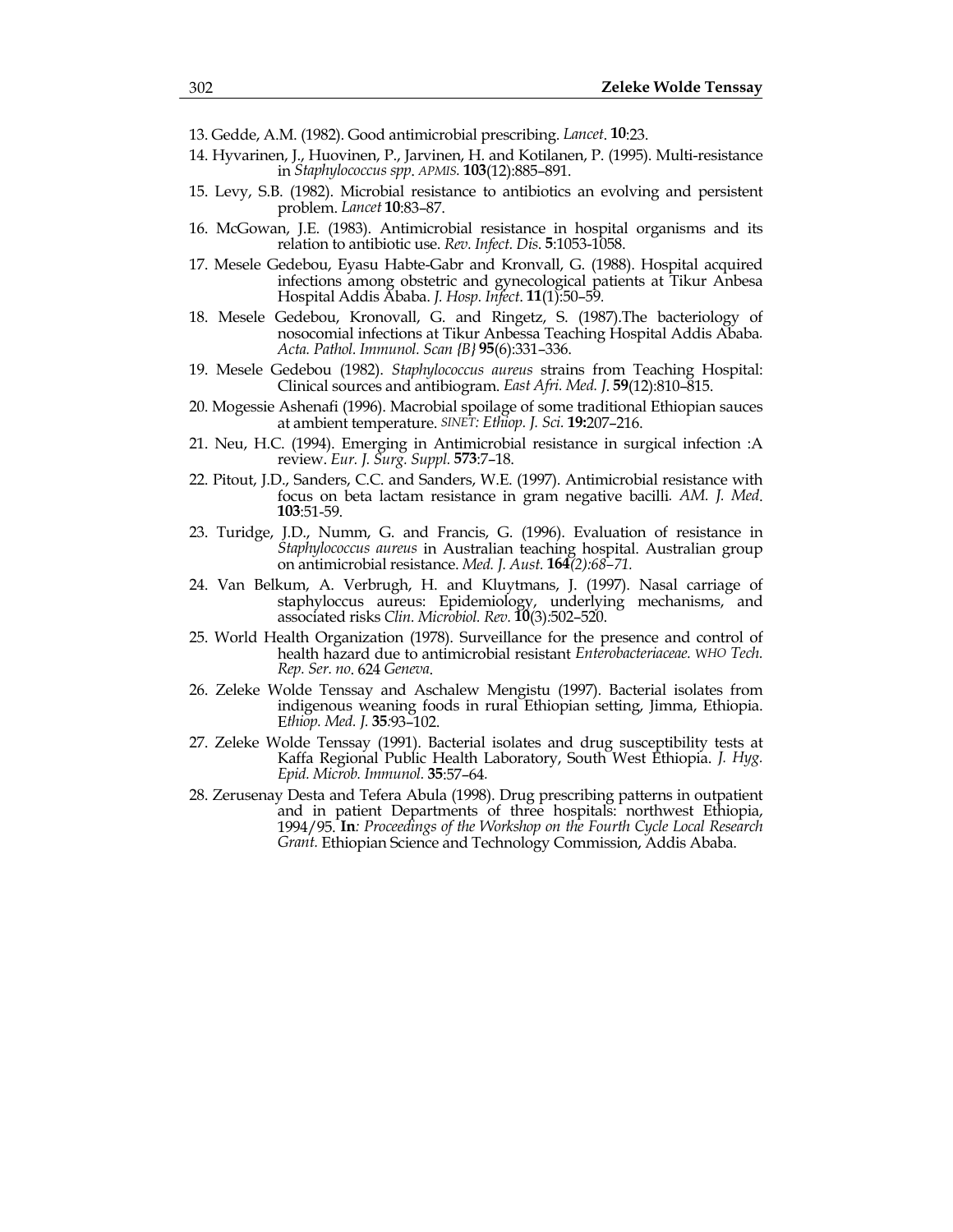13. Gedde, A.M. (1982). Good antimicrobial prescribing. *Lancet*. **10**:23.

14. Hyvarinen, J., Huovinen, P., Jarvinen, H. and Kotilanen, P. (1995). Multi-resistance in *Staphylococcus spp*. *APMIS*. **103**(12):885–891.

15. Levy, S.B. (1982). Microbial resistance to antibiotics an evolving and persistent problem. *Lancet* **10**:83–87.

16. McGowan, J.E. (1983). Antimicrobial resistance in hospital organisms and its relation to antibiotic use. *Rev. Infect. Dis*. **5**:1053-1058.

17. Mesele Gedebou, Eyasu Habte-Gabr and Kronvall, G. (1988). Hospital acquired infections among obstetric and gynecological patients at Tikur Anbesa Hospital Addis Ababa. *J. Hosp. Infect*. **11**(1):50–59.

18. Mesele Gedebou, Kronovall, G. and Ringetz, S. (1987).The bacteriology of nosocomial infections at Tikur Anbessa Teaching Hospital Addis Ababa. *Acta. Pathol. Immunol. Scan {B}* **95**(6):331–336.

19. Mesele Gedebou (1982). *Staphylococcus aureus* strains from Teaching Hospital: Clinical sources and antibiogram. *East Afri. Med. J*. **59**(12):810–815.

20. Mogessie Ashenafi (1996). Macrobial spoilage of some traditional Ethiopian sauces at ambient temperature. *SINET: Ethiop. J. Sci*. **19:**207–216.

21. Neu, H.C. (1994). Emerging in Antimicrobial resistance in surgical infection :A review. *Eur. J. Surg. Suppl.* **573**:7–18.

22. Pitout, J.D., Sanders, C.C. and Sanders, W.E. (1997). Antimicrobial resistance with focus on beta lactam resistance in gram negative bacilli. *AM. J. Med*. **103**:51-59.

23. Turidge, J.D., Numm, G. and Francis, G. (1996). Evaluation of resistance in *Staphylococcus aureus* in Australian teaching hospital. Australian group on antimicrobial resistance. *Med. J. Aust.* **164***(2):68–71.*

24. Van Belkum, A. Verbrugh, H. and Kluytmans, J. (1997). Nasal carriage of staphyloccus aureus: Epidemiology, underlying mechanisms, and associated risks *Clin. Microbiol. Rev.* **10**(3):502–520.

25. World Health Organization (1978). Surveillance for the presence and control of health hazard due to antimicrobial resistant *Enterobacteriaceae. WHO Tech. Rep. Ser. no*. 624 *Geneva*.

26. Zeleke Wolde Tenssay and Aschalew Mengistu (1997). Bacterial isolates from indigenous weaning foods in rural Ethiopian setting, Jimma, Ethiopia. E*thiop. Med. J.* **35**:93–102.

27. Zeleke Wolde Tenssay (1991). Bacterial isolates and drug susceptibility tests at Kaffa Regional Public Health Laboratory, South West Ethiopia. *J. Hyg. Epid. Microb. Immunol.* **35**:57–64.

28. Zerusenay Desta and Tefera Abula (1998). Drug prescribing patterns in outpatient and in patient Departments of three hospitals: northwest Ethiopia, 1994/95. **In***: Proceedings of the Workshop on the Fourth Cycle Local Research Grant.* Ethiopian Science and Technology Commission, Addis Ababa.